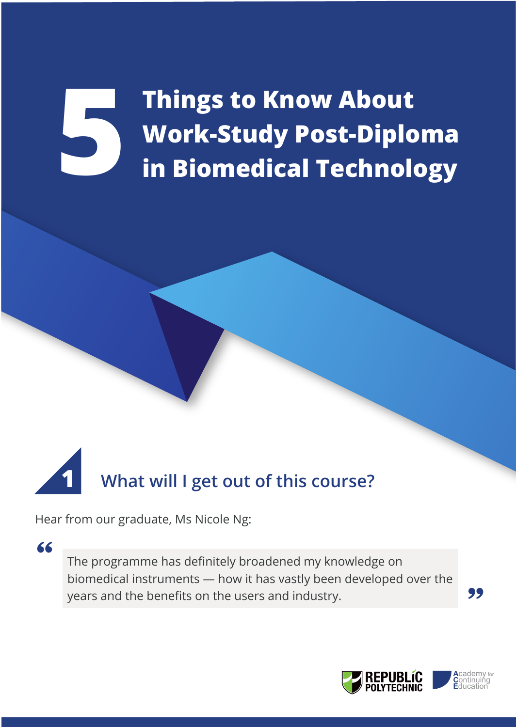# 5 Things to Know About Work-Study Post-Diploma in Biomedical Technology

## 1 What will I get out of this course?

Hear from our graduate, Ms Nicole Ng:

> "The programme has definitely broadened my knowledge on biomedical instruments — how it has vastly been developed over the years and the benefits on the users and industry."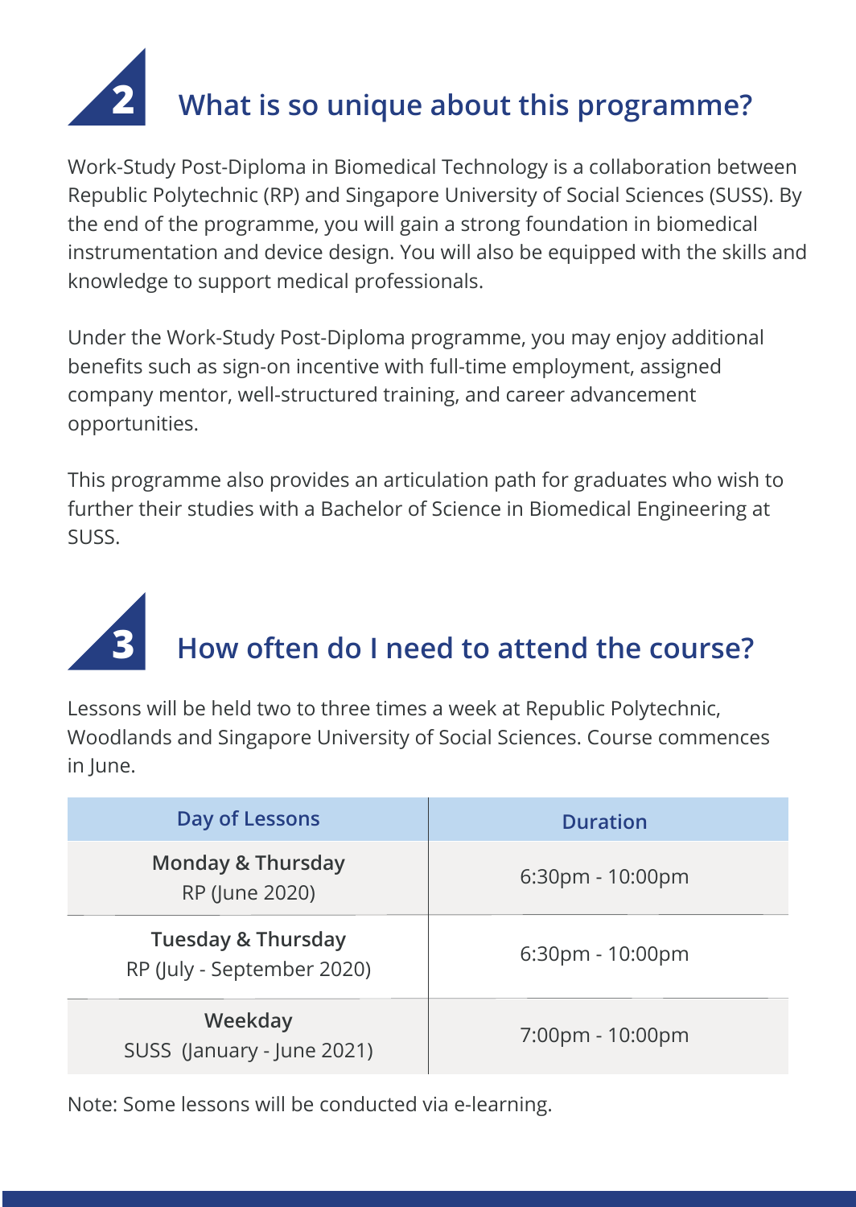## 2 What is so unique about this programme?

Work-Study Post-Diploma in Biomedical Technology is a collaboration between Republic Polytechnic (RP) and Singapore University of Social Sciences (SUSS). By the end of the programme, you will gain a strong foundation in biomedical instrumentation and device design. You will also be equipped with the skills and knowledge to support medical professionals.

Under the Work-Study Post-Diploma programme, you may enjoy additional benefits such as sign-on incentive with full-time employment, assigned company mentor, well-structured training, and career advancement opportunities.

This programme also provides an articulation path for graduates who wish to further their studies with a Bachelor of Science in Biomedical Engineering at SUSS.

## 3 How often do I need to attend the course?

Lessons will be held two to three times a week at Republic Polytechnic, Woodlands and Singapore University of Social Sciences. Course commences in June.

| Day of Lessons | Duration |
| --- | --- |
| **Monday & Thursday**<br>RP (June 2020) | 6:30pm - 10:00pm |
| **Tuesday & Thursday**<br>RP (July - September 2020) | 6:30pm - 10:00pm |
| **Weekday**<br>SUSS (January - June 2021) | 7:00pm - 10:00pm |

Note: Some lessons will be conducted via e-learning.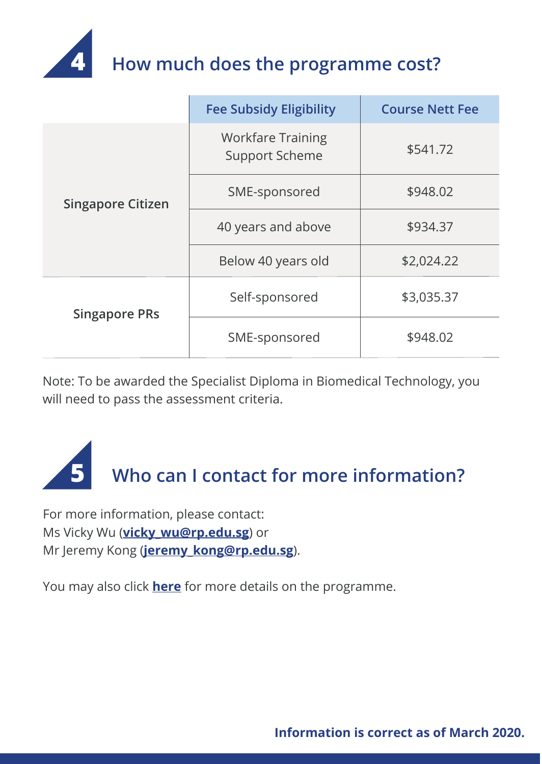## 4 How much does the programme cost?

| | Fee Subsidy Eligibility | Course Nett Fee |
|---|---|---|
| Singapore Citizen | Workfare Training Support Scheme | $541.72 |
| | SME-sponsored | $948.02 |
| | 40 years and above | $934.37 |
| | Below 40 years old | $2,024.22 |
| Singapore PRs | Self-sponsored | $3,035.37 |
| | SME-sponsored | $948.02 |

Note: To be awarded the Specialist Diploma in Biomedical Technology, you will need to pass the assessment criteria.

## 5 Who can I contact for more information?

For more information, please contact:
Ms Vicky Wu (**vicky_wu@rp.edu.sg**) or
Mr Jeremy Kong (**jeremy_kong@rp.edu.sg**).

You may also click **here** for more details on the programme.

**Information is correct as of March 2020.**